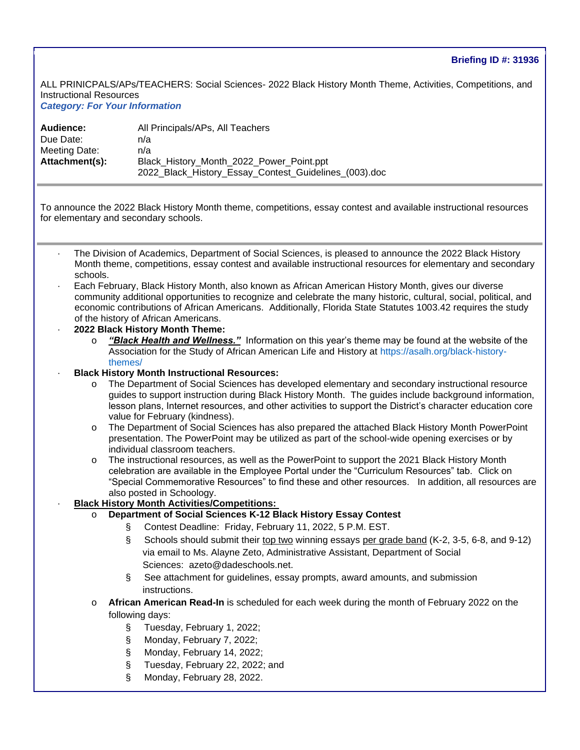**Briefing ID #: 31936**

ALL PRINICPALS/APs/TEACHERS: Social Sciences- 2022 Black History Month Theme, Activities, Competitions, and Instructional Resources

***Category: For Your Information***

| | |
|---|---|
| **Audience:** | All Principals/APs, All Teachers |
| Due Date: | n/a |
| Meeting Date: | n/a |
| **Attachment(s):** | Black_History_Month_2022_Power_Point.ppt<br>2022_Black_History_Essay_Contest_Guidelines_(003).doc |

---

To announce the 2022 Black History Month theme, competitions, essay contest and available instructional resources for elementary and secondary schools.

---

- The Division of Academics, Department of Social Sciences, is pleased to announce the 2022 Black History Month theme, competitions, essay contest and available instructional resources for elementary and secondary schools.
- Each February, Black History Month, also known as African American History Month, gives our diverse community additional opportunities to recognize and celebrate the many historic, cultural, social, political, and economic contributions of African Americans. Additionally, Florida State Statutes 1003.42 requires the study of the history of African Americans.
- **2022 Black History Month Theme:**
  - ***"Black Health and Wellness."*** Information on this year's theme may be found at the website of the Association for the Study of African American Life and History at https://asalh.org/black-history-themes/
- **Black History Month Instructional Resources:**
  - The Department of Social Sciences has developed elementary and secondary instructional resource guides to support instruction during Black History Month. The guides include background information, lesson plans, Internet resources, and other activities to support the District's character education core value for February (kindness).
  - The Department of Social Sciences has also prepared the attached Black History Month PowerPoint presentation. The PowerPoint may be utilized as part of the school-wide opening exercises or by individual classroom teachers.
  - The instructional resources, as well as the PowerPoint to support the 2021 Black History Month celebration are available in the Employee Portal under the "Curriculum Resources" tab. Click on "Special Commemorative Resources" to find these and other resources. In addition, all resources are also posted in Schoology.
- **Black History Month Activities/Competitions:**
  - **Department of Social Sciences K-12 Black History Essay Contest**
    - Contest Deadline: Friday, February 11, 2022, 5 P.M. EST.
    - Schools should submit their top two winning essays per grade band (K-2, 3-5, 6-8, and 9-12) via email to Ms. Alayne Zeto, Administrative Assistant, Department of Social Sciences: azeto@dadeschools.net.
    - See attachment for guidelines, essay prompts, award amounts, and submission instructions.
  - **African American Read-In** is scheduled for each week during the month of February 2022 on the following days:
    - Tuesday, February 1, 2022;
    - Monday, February 7, 2022;
    - Monday, February 14, 2022;
    - Tuesday, February 22, 2022; and
    - Monday, February 28, 2022.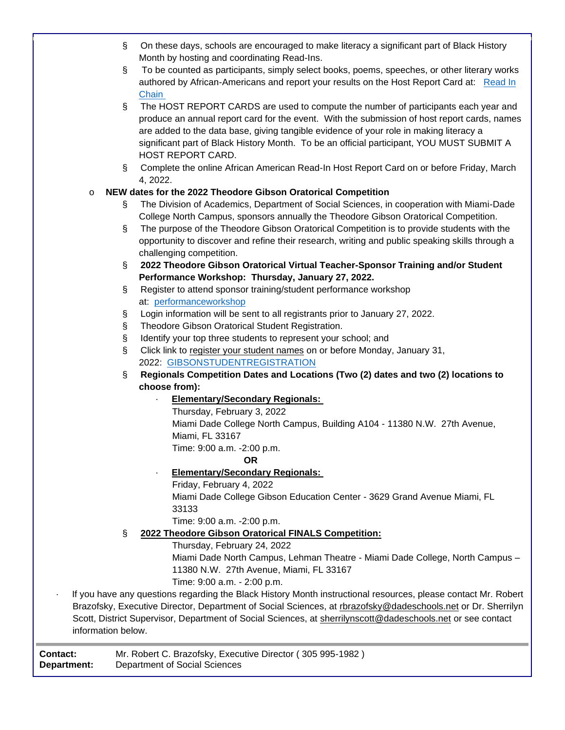- On these days, schools are encouraged to make literacy a significant part of Black History Month by hosting and coordinating Read-Ins.
- To be counted as participants, simply select books, poems, speeches, or other literary works authored by African-Americans and report your results on the Host Report Card at: Read In Chain
- The HOST REPORT CARDS are used to compute the number of participants each year and produce an annual report card for the event. With the submission of host report cards, names are added to the data base, giving tangible evidence of your role in making literacy a significant part of Black History Month. To be an official participant, YOU MUST SUBMIT A HOST REPORT CARD.
- Complete the online African American Read-In Host Report Card on or before Friday, March 4, 2022.

- **NEW dates for the 2022 Theodore Gibson Oratorical Competition**
  - The Division of Academics, Department of Social Sciences, in cooperation with Miami-Dade College North Campus, sponsors annually the Theodore Gibson Oratorical Competition.
  - The purpose of the Theodore Gibson Oratorical Competition is to provide students with the opportunity to discover and refine their research, writing and public speaking skills through a challenging competition.
  - **2022 Theodore Gibson Oratorical Virtual Teacher-Sponsor Training and/or Student Performance Workshop: Thursday, January 27, 2022.**
  - Register to attend sponsor training/student performance workshop at: performanceworkshop
  - Login information will be sent to all registrants prior to January 27, 2022.
  - Theodore Gibson Oratorical Student Registration.
  - Identify your top three students to represent your school; and
  - Click link to register your student names on or before Monday, January 31, 2022: GIBSONSTUDENTREGISTRATION
  - **Regionals Competition Dates and Locations (Two (2) dates and two (2) locations to choose from):**
    - **Elementary/Secondary Regionals:**
      Thursday, February 3, 2022
      Miami Dade College North Campus, Building A104 - 11380 N.W. 27th Avenue, Miami, FL 33167
      Time: 9:00 a.m. -2:00 p.m.

      **OR**

    - **Elementary/Secondary Regionals:**
      Friday, February 4, 2022
      Miami Dade College Gibson Education Center - 3629 Grand Avenue Miami, FL 33133
      Time: 9:00 a.m. -2:00 p.m.
  - **2022 Theodore Gibson Oratorical FINALS Competition:**
    Thursday, February 24, 2022
    Miami Dade North Campus, Lehman Theatre - Miami Dade College, North Campus – 11380 N.W. 27th Avenue, Miami, FL 33167
    Time: 9:00 a.m. - 2:00 p.m.

- If you have any questions regarding the Black History Month instructional resources, please contact Mr. Robert Brazofsky, Executive Director, Department of Social Sciences, at rbrazofsky@dadeschools.net or Dr. Sherrilyn Scott, District Supervisor, Department of Social Sciences, at sherrilynscott@dadeschools.net or see contact information below.

---

**Contact:** Mr. Robert C. Brazofsky, Executive Director ( 305 995-1982 )
**Department:** Department of Social Sciences